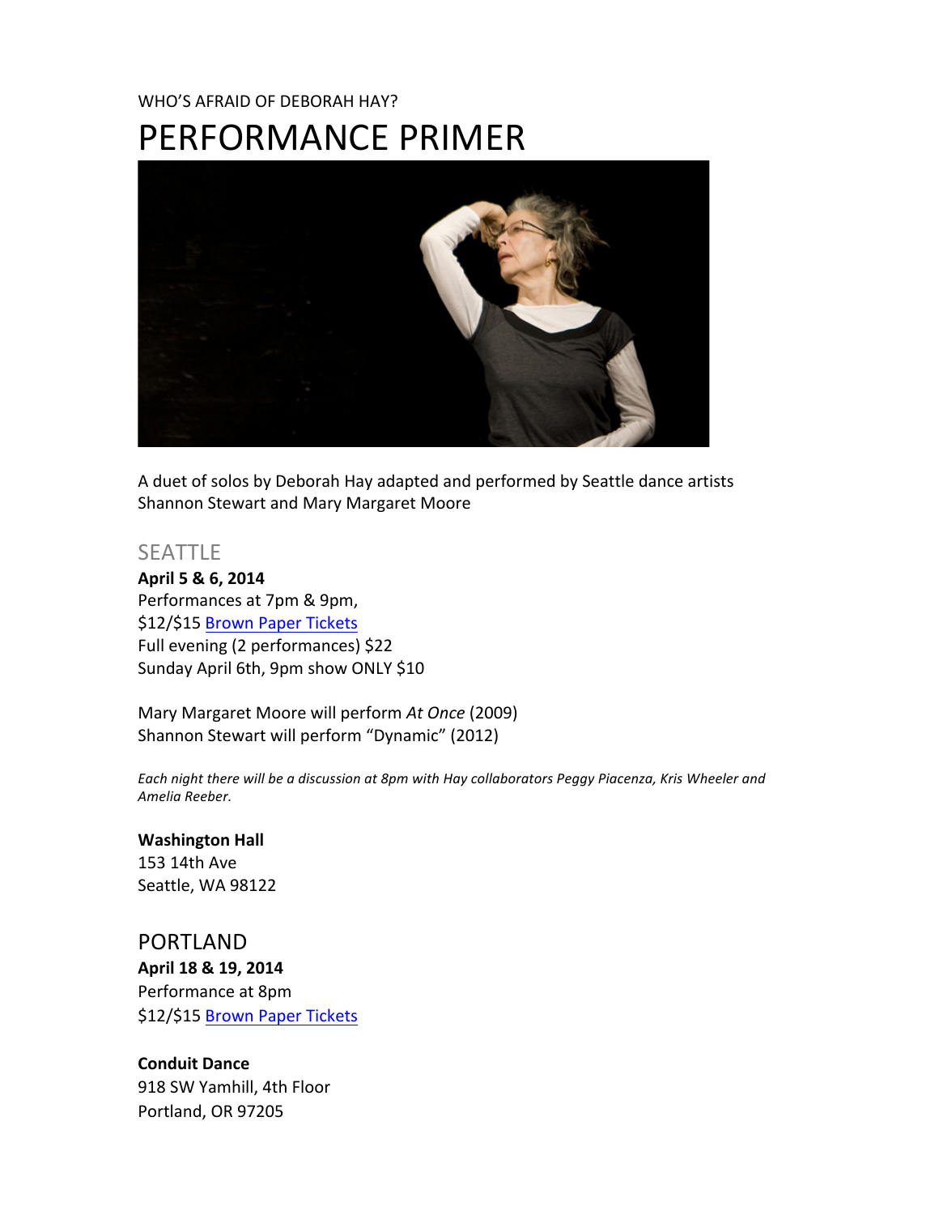WHO'S AFRAID OF DEBORAH HAY?

# PERFORMANCE PRIMER

A duet of solos by Deborah Hay adapted and performed by Seattle dance artists Shannon Stewart and Mary Margaret Moore

## SEATTLE

**April 5 & 6, 2014**
Performances at 7pm & 9pm,
$12/$15 Brown Paper Tickets
Full evening (2 performances) $22
Sunday April 6th, 9pm show ONLY $10

Mary Margaret Moore will perform *At Once* (2009)
Shannon Stewart will perform "Dynamic" (2012)

*Each night there will be a discussion at 8pm with Hay collaborators Peggy Piacenza, Kris Wheeler and Amelia Reeber.*

**Washington Hall**
153 14th Ave
Seattle, WA 98122

## PORTLAND

**April 18 & 19, 2014**
Performance at 8pm
$12/$15 Brown Paper Tickets

**Conduit Dance**
918 SW Yamhill, 4th Floor
Portland, OR 97205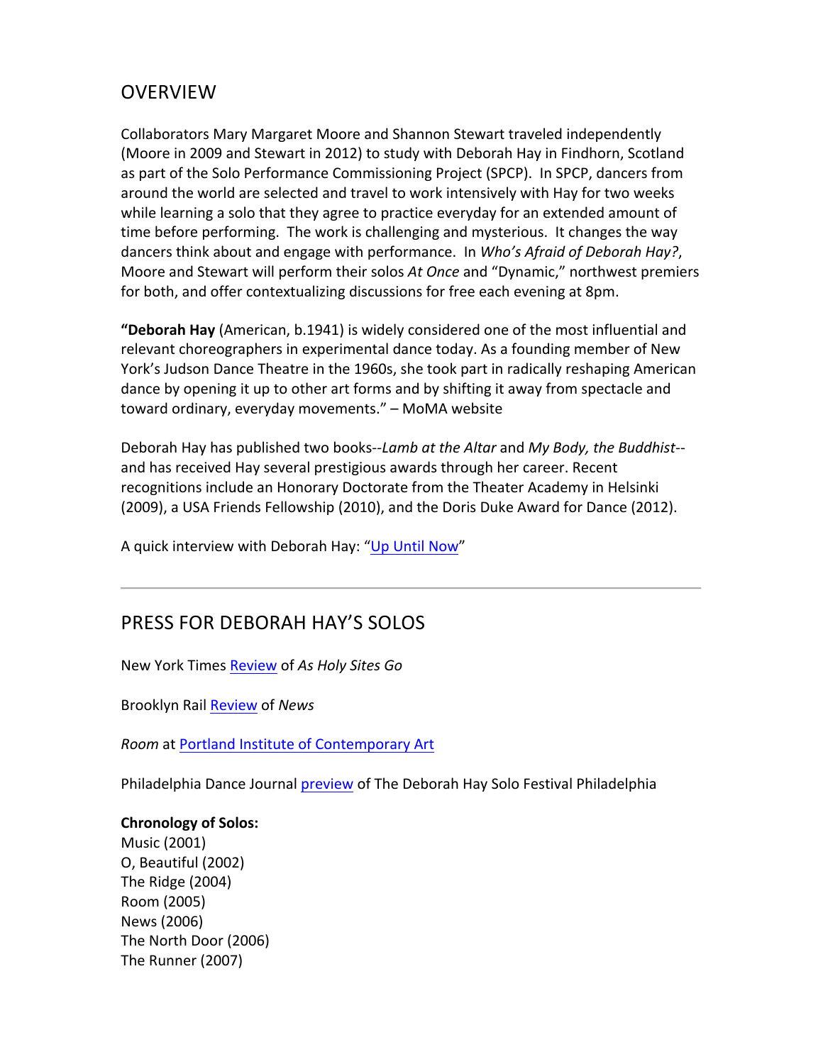## OVERVIEW

Collaborators Mary Margaret Moore and Shannon Stewart traveled independently (Moore in 2009 and Stewart in 2012) to study with Deborah Hay in Findhorn, Scotland as part of the Solo Performance Commissioning Project (SPCP). In SPCP, dancers from around the world are selected and travel to work intensively with Hay for two weeks while learning a solo that they agree to practice everyday for an extended amount of time before performing. The work is challenging and mysterious. It changes the way dancers think about and engage with performance. In *Who's Afraid of Deborah Hay?*, Moore and Stewart will perform their solos *At Once* and "Dynamic," northwest premiers for both, and offer contextualizing discussions for free each evening at 8pm.

"**Deborah Hay** (American, b.1941) is widely considered one of the most influential and relevant choreographers in experimental dance today. As a founding member of New York's Judson Dance Theatre in the 1960s, she took part in radically reshaping American dance by opening it up to other art forms and by shifting it away from spectacle and toward ordinary, everyday movements." – MoMA website

Deborah Hay has published two books--*Lamb at the Altar* and *My Body, the Buddhist*--and has received Hay several prestigious awards through her career. Recent recognitions include an Honorary Doctorate from the Theater Academy in Helsinki (2009), a USA Friends Fellowship (2010), and the Doris Duke Award for Dance (2012).

A quick interview with Deborah Hay: "Up Until Now"

---

## PRESS FOR DEBORAH HAY'S SOLOS

New York Times Review of *As Holy Sites Go*

Brooklyn Rail Review of *News*

*Room* at Portland Institute of Contemporary Art

Philadelphia Dance Journal preview of The Deborah Hay Solo Festival Philadelphia

**Chronology of Solos:**
Music (2001)
O, Beautiful (2002)
The Ridge (2004)
Room (2005)
News (2006)
The North Door (2006)
The Runner (2007)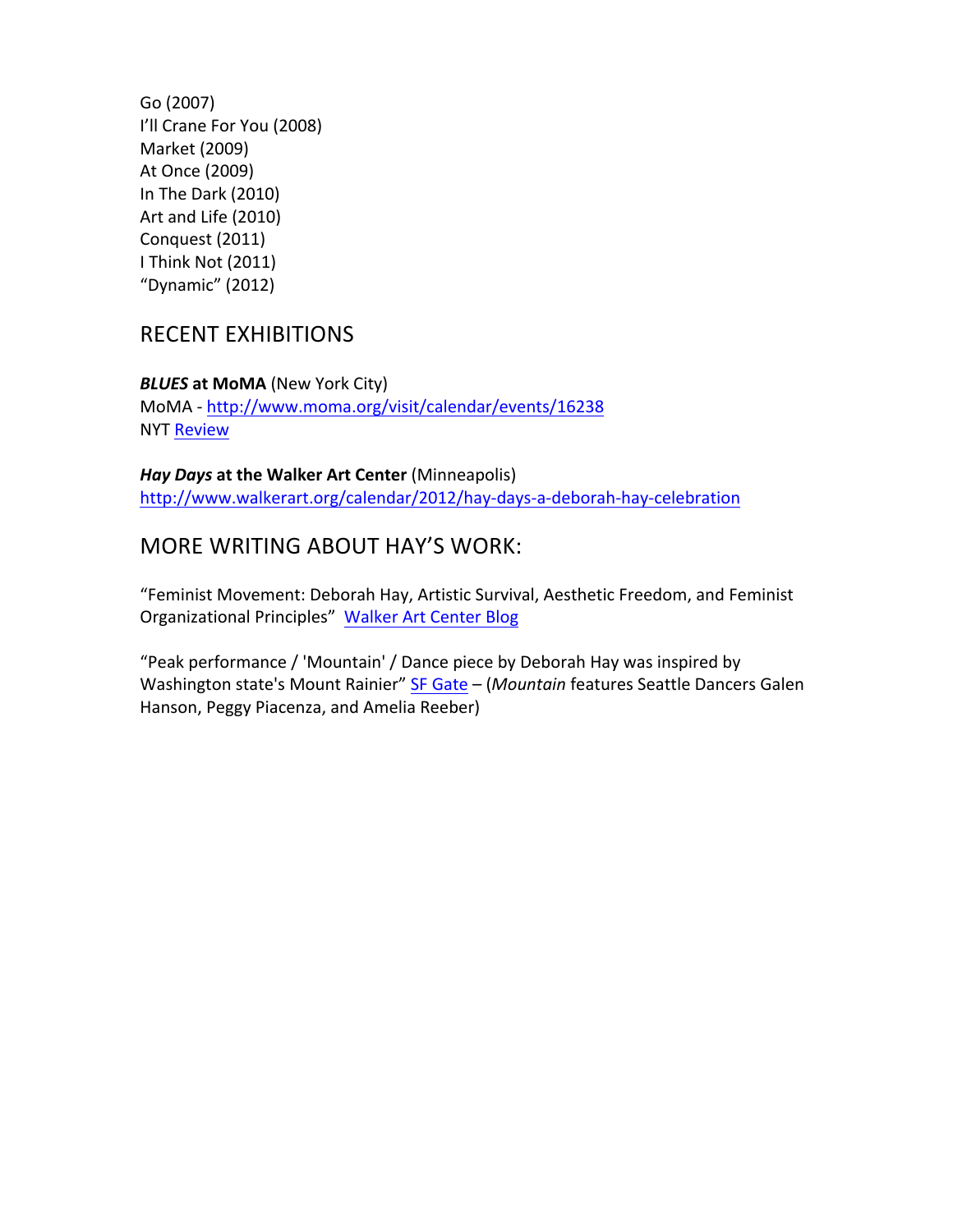Go (2007)
I'll Crane For You (2008)
Market (2009)
At Once (2009)
In The Dark (2010)
Art and Life (2010)
Conquest (2011)
I Think Not (2011)
"Dynamic" (2012)

## RECENT EXHIBITIONS

***BLUES* at MoMA** (New York City)
MoMA - http://www.moma.org/visit/calendar/events/16238
NYT Review

***Hay Days* at the Walker Art Center** (Minneapolis)
http://www.walkerart.org/calendar/2012/hay-days-a-deborah-hay-celebration

## MORE WRITING ABOUT HAY'S WORK:

"Feminist Movement: Deborah Hay, Artistic Survival, Aesthetic Freedom, and Feminist Organizational Principles" Walker Art Center Blog

"Peak performance / 'Mountain' / Dance piece by Deborah Hay was inspired by Washington state's Mount Rainier" SF Gate – (*Mountain* features Seattle Dancers Galen Hanson, Peggy Piacenza, and Amelia Reeber)